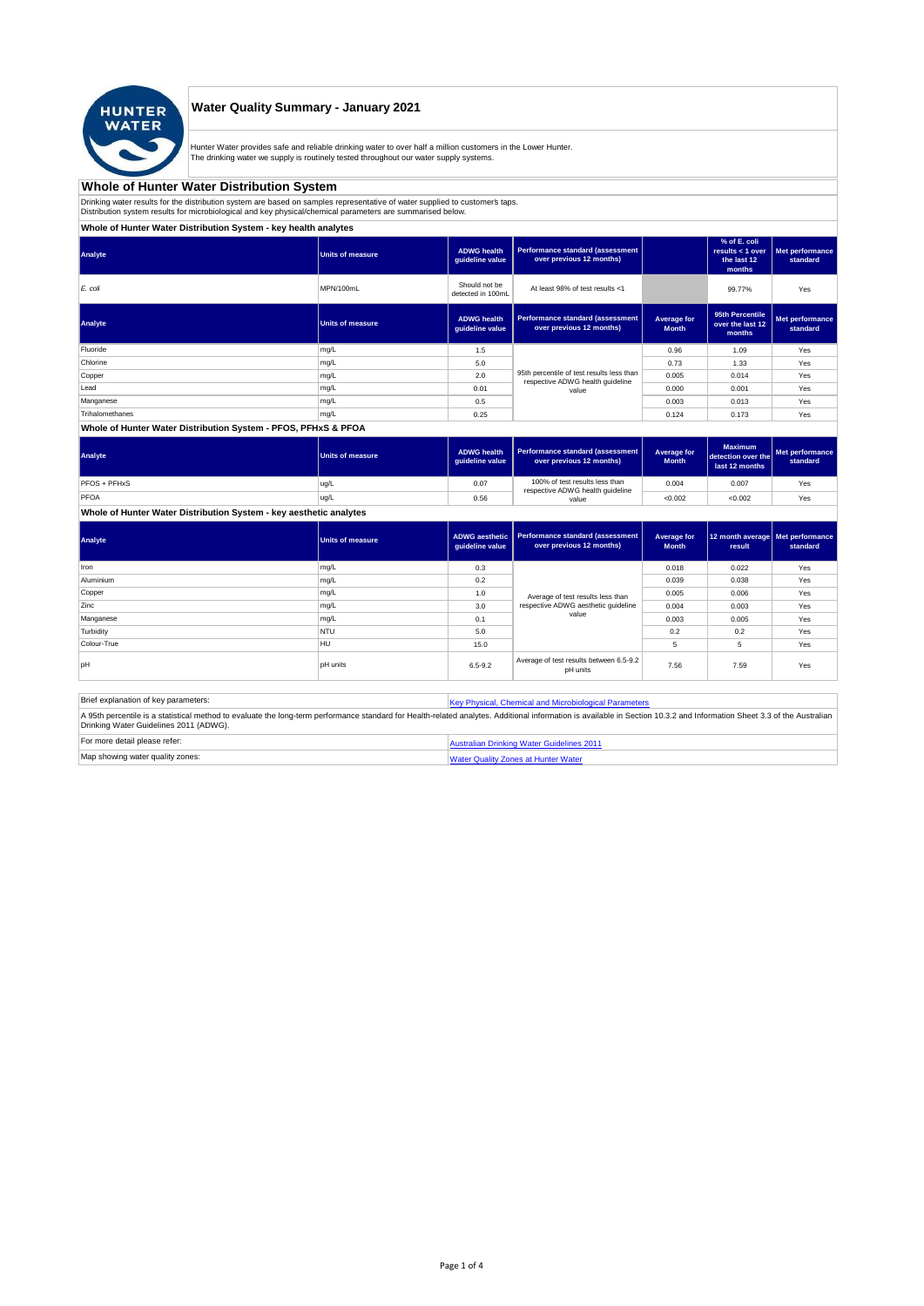# Water Quality Summary - January 2021

Hunter Water provides safe and reliable drinking water to over half a million customers in the Lower Hunter.
The drinking water we supply is routinely tested throughout our water supply systems.

## Whole of Hunter Water Distribution System

Drinking water results for the distribution system are based on samples representative of water supplied to customer's taps.
Distribution system results for microbiological and key physical/chemical parameters are summarised below.

### Whole of Hunter Water Distribution System - key health analytes

| Analyte | Units of measure | ADWG health guideline value | Performance standard (assessment over previous 12 months) | | % of E. coli results < 1 over the last 12 months | Met performance standard |
|---|---|---|---|---|---|---|
| *E. coli* | MPN/100mL | Should not be detected in 100mL | At least 98% of test results <1 | | 99.77% | Yes |

| Analyte | Units of measure | ADWG health guideline value | Performance standard (assessment over previous 12 months) | Average for Month | 95th Percentile over the last 12 months | Met performance standard |
|---|---|---|---|---|---|---|
| Fluoride | mg/L | 1.5 | 95th percentile of test results less than respective ADWG health guideline value | 0.96 | 1.09 | Yes |
| Chlorine | mg/L | 5.0 | | 0.73 | 1.33 | Yes |
| Copper | mg/L | 2.0 | | 0.005 | 0.014 | Yes |
| Lead | mg/L | 0.01 | | 0.000 | 0.001 | Yes |
| Manganese | mg/L | 0.5 | | 0.003 | 0.013 | Yes |
| Trihalomethanes | mg/L | 0.25 | | 0.124 | 0.173 | Yes |

### Whole of Hunter Water Distribution System - PFOS, PFHxS & PFOA

| Analyte | Units of measure | ADWG health guideline value | Performance standard (assessment over previous 12 months) | Average for Month | Maximum detection over the last 12 months | Met performance standard |
|---|---|---|---|---|---|---|
| PFOS + PFHxS | ug/L | 0.07 | 100% of test results less than respective ADWG health guideline value | 0.004 | 0.007 | Yes |
| PFOA | ug/L | 0.56 | | <0.002 | <0.002 | Yes |

### Whole of Hunter Water Distribution System - key aesthetic analytes

| Analyte | Units of measure | ADWG aesthetic guideline value | Performance standard (assessment over previous 12 months) | Average for Month | 12 month average result | Met performance standard |
|---|---|---|---|---|---|---|
| Iron | mg/L | 0.3 | Average of test results less than respective ADWG aesthetic guideline value | 0.018 | 0.022 | Yes |
| Aluminium | mg/L | 0.2 | | 0.039 | 0.038 | Yes |
| Copper | mg/L | 1.0 | | 0.005 | 0.006 | Yes |
| Zinc | mg/L | 3.0 | | 0.004 | 0.003 | Yes |
| Manganese | mg/L | 0.1 | | 0.003 | 0.005 | Yes |
| Turbidity | NTU | 5.0 | | 0.2 | 0.2 | Yes |
| Colour-True | HU | 15.0 | | 5 | 5 | Yes |
| pH | pH units | 6.5-9.2 | Average of test results between 6.5-9.2 pH units | 7.56 | 7.59 | Yes |

| Brief explanation of key parameters: | Key Physical, Chemical and Microbiological Parameters |
|---|---|
| A 95th percentile is a statistical method to evaluate the long-term performance standard for Health-related analytes. Additional information is available in Section 10.3.2 and Information Sheet 3.3 of the Australian Drinking Water Guidelines 2011 (ADWG). | |
| For more detail please refer: | Australian Drinking Water Guidelines 2011 |
| Map showing water quality zones: | Water Quality Zones at Hunter Water |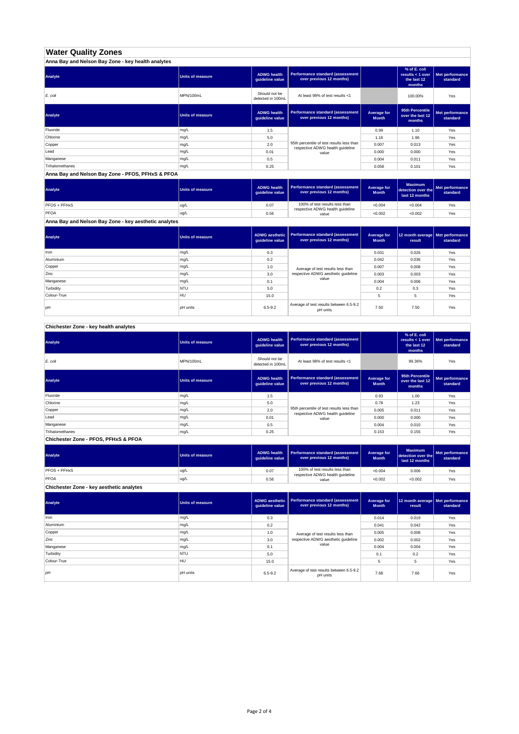# Water Quality Zones

## Anna Bay and Nelson Bay Zone - key health analytes

| Analyte | Units of measure | ADWG health guideline value | Performance standard (assessment over previous 12 months) | | % of E. coli results < 1 over the last 12 months | Met performance standard |
|---|---|---|---|---|---|---|
| *E. coli* | MPN/100mL | Should not be detected in 100mL | At least 98% of test results <1 | | 100.00% | Yes |

| Analyte | Units of measure | ADWG health guideline value | Performance standard (assessment over previous 12 months) | Average for Month | 95th Percentile over the last 12 months | Met performance standard |
|---|---|---|---|---|---|---|
| Fluoride | mg/L | 1.5 | 95th percentile of test results less than respective ADWG health guideline value | 0.99 | 1.10 | Yes |
| Chlorine | mg/L | 5.0 | | 1.16 | 1.96 | Yes |
| Copper | mg/L | 2.0 | | 0.007 | 0.013 | Yes |
| Lead | mg/L | 0.01 | | 0.000 | 0.000 | Yes |
| Manganese | mg/L | 0.5 | | 0.004 | 0.011 | Yes |
| Trihalomethanes | mg/L | 0.25 | | 0.058 | 0.101 | Yes |

## Anna Bay and Nelson Bay Zone - PFOS, PFHxS & PFOA

| Analyte | Units of measure | ADWG health guideline value | Performance standard (assessment over previous 12 months) | Average for Month | Maximum detection over the last 12 months | Met performance standard |
|---|---|---|---|---|---|---|
| PFOS + PFHxS | ug/L | 0.07 | 100% of test results less than respective ADWG health guideline value | <0.004 | <0.004 | Yes |
| PFOA | ug/L | 0.56 | | <0.002 | <0.002 | Yes |

## Anna Bay and Nelson Bay Zone - key aesthetic analytes

| Analyte | Units of measure | ADWG aesthetic guideline value | Performance standard (assessment over previous 12 months) | Average for Month | 12 month average result | Met performance standard |
|---|---|---|---|---|---|---|
| Iron | mg/L | 0.3 | Average of test results less than respective ADWG aesthetic guideline value | 0.031 | 0.026 | Yes |
| Aluminium | mg/L | 0.2 | | 0.042 | 0.036 | Yes |
| Copper | mg/L | 1.0 | | 0.007 | 0.008 | Yes |
| Zinc | mg/L | 3.0 | | 0.003 | 0.003 | Yes |
| Manganese | mg/L | 0.1 | | 0.004 | 0.006 | Yes |
| Turbidity | NTU | 5.0 | | 0.2 | 0.3 | Yes |
| Colour-True | HU | 15.0 | | 5 | 5 | Yes |
| pH | pH units | 6.5-9.2 | Average of test results between 6.5-9.2 pH units | 7.50 | 7.50 | Yes |

## Chichester Zone - key health analytes

| Analyte | Units of measure | ADWG health guideline value | Performance standard (assessment over previous 12 months) | | % of E. coli results < 1 over the last 12 months | Met performance standard |
|---|---|---|---|---|---|---|
| *E. coli* | MPN/100mL | Should not be detected in 100mL | At least 98% of test results <1 | | 99.36% | Yes |

| Analyte | Units of measure | ADWG health guideline value | Performance standard (assessment over previous 12 months) | Average for Month | 95th Percentile over the last 12 months | Met performance standard |
|---|---|---|---|---|---|---|
| Fluoride | mg/L | 1.5 | 95th percentile of test results less than respective ADWG health guideline value | 0.93 | 1.00 | Yes |
| Chlorine | mg/L | 5.0 | | 0.78 | 1.23 | Yes |
| Copper | mg/L | 2.0 | | 0.005 | 0.011 | Yes |
| Lead | mg/L | 0.01 | | 0.000 | 0.000 | Yes |
| Manganese | mg/L | 0.5 | | 0.004 | 0.010 | Yes |
| Trihalomethanes | mg/L | 0.25 | | 0.153 | 0.155 | Yes |

## Chichester Zone - PFOS, PFHxS & PFOA

| Analyte | Units of measure | ADWG health guideline value | Performance standard (assessment over previous 12 months) | Average for Month | Maximum detection over the last 12 months | Met performance standard |
|---|---|---|---|---|---|---|
| PFOS + PFHxS | ug/L | 0.07 | 100% of test results less than respective ADWG health guideline value | <0.004 | 0.006 | Yes |
| PFOA | ug/L | 0.56 | | <0.002 | <0.002 | Yes |

## Chichester Zone - key aesthetic analytes

| Analyte | Units of measure | ADWG aesthetic guideline value | Performance standard (assessment over previous 12 months) | Average for Month | 12 month average result | Met performance standard |
|---|---|---|---|---|---|---|
| Iron | mg/L | 0.3 | Average of test results less than respective ADWG aesthetic guideline value | 0.014 | 0.019 | Yes |
| Aluminium | mg/L | 0.2 | | 0.041 | 0.042 | Yes |
| Copper | mg/L | 1.0 | | 0.005 | 0.008 | Yes |
| Zinc | mg/L | 3.0 | | 0.002 | 0.002 | Yes |
| Manganese | mg/L | 0.1 | | 0.004 | 0.004 | Yes |
| Turbidity | NTU | 5.0 | | 0.1 | 0.2 | Yes |
| Colour-True | HU | 15.0 | | 5 | 5 | Yes |
| pH | pH units | 6.5-9.2 | Average of test results between 6.5-9.2 pH units | 7.68 | 7.66 | Yes |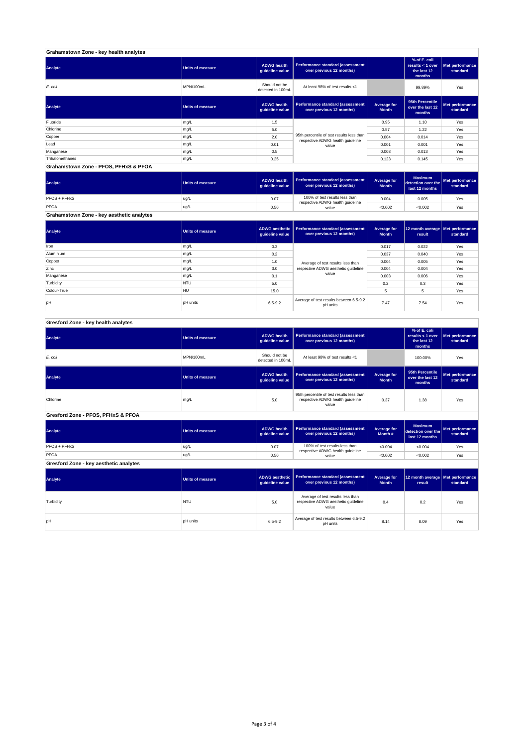## Grahamstown Zone - key health analytes

| Analyte | Units of measure | ADWG health guideline value | Performance standard (assessment over previous 12 months) | | % of E. coli results < 1 over the last 12 months | Met performance standard |
|---|---|---|---|---|---|---|
| *E. coli* | MPN/100mL | Should not be detected in 100mL | At least 98% of test results <1 | | 99.89% | Yes |

| Analyte | Units of measure | ADWG health guideline value | Performance standard (assessment over previous 12 months) | Average for Month | 95th Percentile over the last 12 months | Met performance standard |
|---|---|---|---|---|---|---|
| Fluoride | mg/L | 1.5 | 95th percentile of test results less than respective ADWG health guideline value | 0.95 | 1.10 | Yes |
| Chlorine | mg/L | 5.0 | | 0.57 | 1.22 | Yes |
| Copper | mg/L | 2.0 | | 0.004 | 0.014 | Yes |
| Lead | mg/L | 0.01 | | 0.001 | 0.001 | Yes |
| Manganese | mg/L | 0.5 | | 0.003 | 0.013 | Yes |
| Trihalomethanes | mg/L | 0.25 | | 0.123 | 0.145 | Yes |

## Grahamstown Zone - PFOS, PFHxS & PFOA

| Analyte | Units of measure | ADWG health guideline value | Performance standard (assessment over previous 12 months) | Average for Month | Maximum detection over the last 12 months | Met performance standard |
|---|---|---|---|---|---|---|
| PFOS + PFHxS | ug/L | 0.07 | 100% of test results less than respective ADWG health guideline value | 0.004 | 0.005 | Yes |
| PFOA | ug/L | 0.56 | | <0.002 | <0.002 | Yes |

## Grahamstown Zone - key aesthetic analytes

| Analyte | Units of measure | ADWG aesthetic guideline value | Performance standard (assessment over previous 12 months) | Average for Month | 12 month average result | Met performance standard |
|---|---|---|---|---|---|---|
| Iron | mg/L | 0.3 | Average of test results less than respective ADWG aesthetic guideline value | 0.017 | 0.022 | Yes |
| Aluminium | mg/L | 0.2 | | 0.037 | 0.040 | Yes |
| Copper | mg/L | 1.0 | | 0.004 | 0.005 | Yes |
| Zinc | mg/L | 3.0 | | 0.004 | 0.004 | Yes |
| Manganese | mg/L | 0.1 | | 0.003 | 0.006 | Yes |
| Turbidity | NTU | 5.0 | | 0.2 | 0.3 | Yes |
| Colour-True | HU | 15.0 | | 5 | 5 | Yes |
| pH | pH units | 6.5-9.2 | Average of test results between 6.5-9.2 pH units | 7.47 | 7.54 | Yes |

## Gresford Zone - key health analytes

| Analyte | Units of measure | ADWG health guideline value | Performance standard (assessment over previous 12 months) | | % of E. coli results < 1 over the last 12 months | Met performance standard |
|---|---|---|---|---|---|---|
| *E. coli* | MPN/100mL | Should not be detected in 100mL | At least 98% of test results <1 | | 100.00% | Yes |

| Analyte | Units of measure | ADWG health guideline value | Performance standard (assessment over previous 12 months) | Average for Month | 95th Percentile over the last 12 months | Met performance standard |
|---|---|---|---|---|---|---|
| Chlorine | mg/L | 5.0 | 95th percentile of test results less than respective ADWG health guideline value | 0.37 | 1.38 | Yes |

## Gresford Zone - PFOS, PFHxS & PFOA

| Analyte | Units of measure | ADWG health guideline value | Performance standard (assessment over previous 12 months) | Average for Month # | Maximum detection over the last 12 months | Met performance standard |
|---|---|---|---|---|---|---|
| PFOS + PFHxS | ug/L | 0.07 | 100% of test results less than respective ADWG health guideline value | <0.004 | <0.004 | Yes |
| PFOA | ug/L | 0.56 | | <0.002 | <0.002 | Yes |

## Gresford Zone - key aesthetic analytes

| Analyte | Units of measure | ADWG aesthetic guideline value | Performance standard (assessment over previous 12 months) | Average for Month | 12 month average result | Met performance standard |
|---|---|---|---|---|---|---|
| Turbidity | NTU | 5.0 | Average of test results less than respective ADWG aesthetic guideline value | 0.4 | 0.2 | Yes |
| pH | pH units | 6.5-9.2 | Average of test results between 6.5-9.2 pH units | 8.14 | 8.09 | Yes |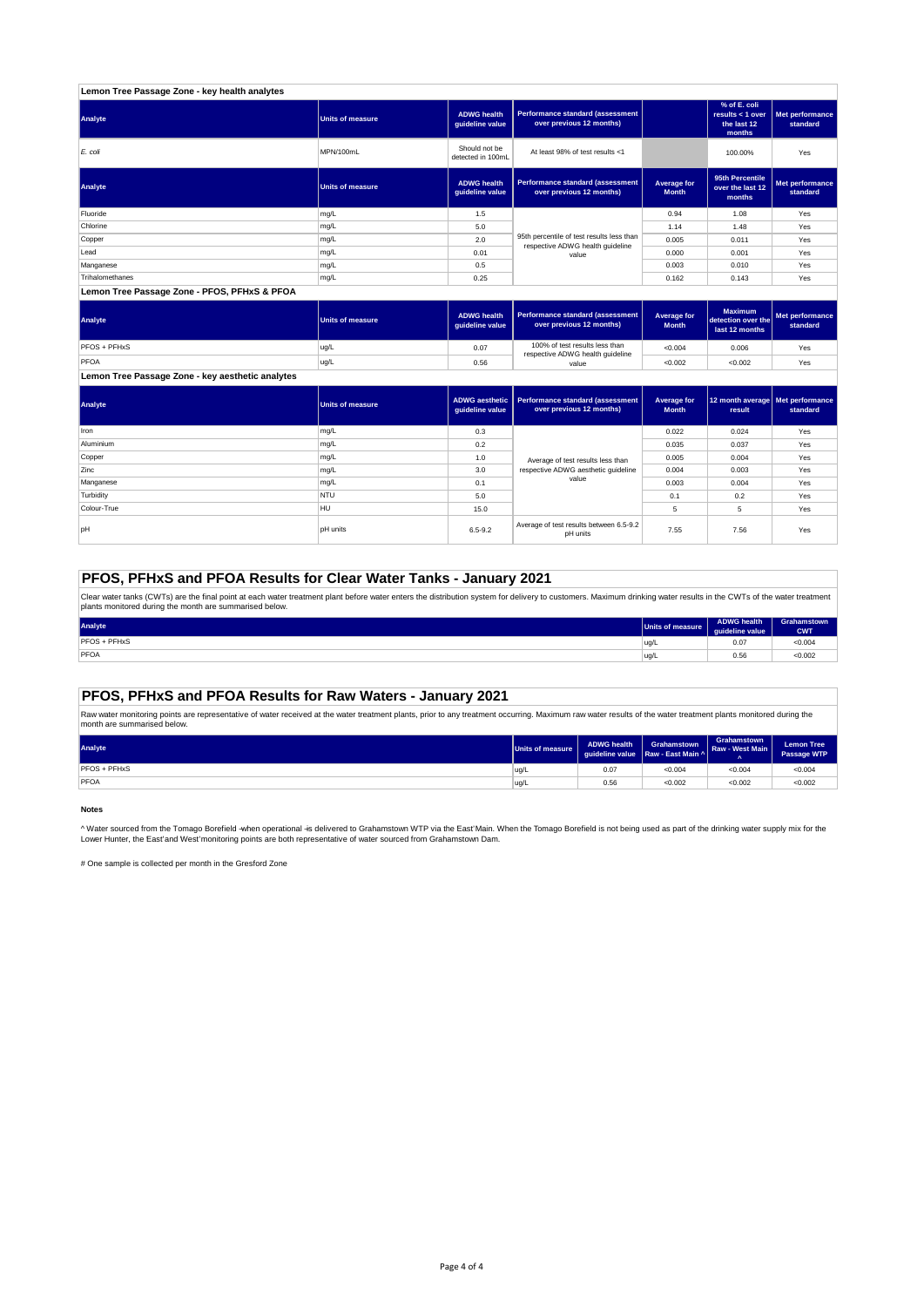## Lemon Tree Passage Zone - key health analytes

| Analyte | Units of measure | ADWG health guideline value | Performance standard (assessment over previous 12 months) | | % of E. coli results < 1 over the last 12 months | Met performance standard |
|---|---|---|---|---|---|---|
| *E. coli* | MPN/100mL | Should not be detected in 100mL | At least 98% of test results <1 | | 100.00% | Yes |

| Analyte | Units of measure | ADWG health guideline value | Performance standard (assessment over previous 12 months) | Average for Month | 95th Percentile over the last 12 months | Met performance standard |
|---|---|---|---|---|---|---|
| Fluoride | mg/L | 1.5 | 95th percentile of test results less than respective ADWG health guideline value | 0.94 | 1.08 | Yes |
| Chlorine | mg/L | 5.0 | | 1.14 | 1.48 | Yes |
| Copper | mg/L | 2.0 | | 0.005 | 0.011 | Yes |
| Lead | mg/L | 0.01 | | 0.000 | 0.001 | Yes |
| Manganese | mg/L | 0.5 | | 0.003 | 0.010 | Yes |
| Trihalomethanes | mg/L | 0.25 | | 0.162 | 0.143 | Yes |

## Lemon Tree Passage Zone - PFOS, PFHxS & PFOA

| Analyte | Units of measure | ADWG health guideline value | Performance standard (assessment over previous 12 months) | Average for Month | Maximum detection over the last 12 months | Met performance standard |
|---|---|---|---|---|---|---|
| PFOS + PFHxS | ug/L | 0.07 | 100% of test results less than respective ADWG health guideline value | <0.004 | 0.006 | Yes |
| PFOA | ug/L | 0.56 | | <0.002 | <0.002 | Yes |

## Lemon Tree Passage Zone - key aesthetic analytes

| Analyte | Units of measure | ADWG aesthetic guideline value | Performance standard (assessment over previous 12 months) | Average for Month | 12 month average result | Met performance standard |
|---|---|---|---|---|---|---|
| Iron | mg/L | 0.3 | Average of test results less than respective ADWG aesthetic guideline value | 0.022 | 0.024 | Yes |
| Aluminium | mg/L | 0.2 | | 0.035 | 0.037 | Yes |
| Copper | mg/L | 1.0 | | 0.005 | 0.004 | Yes |
| Zinc | mg/L | 3.0 | | 0.004 | 0.003 | Yes |
| Manganese | mg/L | 0.1 | | 0.003 | 0.004 | Yes |
| Turbidity | NTU | 5.0 | | 0.1 | 0.2 | Yes |
| Colour-True | HU | 15.0 | | 5 | 5 | Yes |
| pH | pH units | 6.5-9.2 | Average of test results between 6.5-9.2 pH units | 7.55 | 7.56 | Yes |

## PFOS, PFHxS and PFOA Results for Clear Water Tanks - January 2021

Clear water tanks (CWTs) are the final point at each water treatment plant before water enters the distribution system for delivery to customers. Maximum drinking water results in the CWTs of the water treatment plants monitored during the month are summarised below.

| Analyte | Units of measure | ADWG health guideline value | Grahamstown CWT |
|---|---|---|---|
| PFOS + PFHxS | ug/L | 0.07 | <0.004 |
| PFOA | ug/L | 0.56 | <0.002 |

## PFOS, PFHxS and PFOA Results for Raw Waters - January 2021

Raw water monitoring points are representative of water received at the water treatment plants, prior to any treatment occurring. Maximum raw water results of the water treatment plants monitored during the month are summarised below.

| Analyte | Units of measure | ADWG health guideline value | Grahamstown Raw - East Main ^ | Grahamstown Raw - West Main ^ | Lemon Tree Passage WTP |
|---|---|---|---|---|---|
| PFOS + PFHxS | ug/L | 0.07 | <0.004 | <0.004 | <0.004 |
| PFOA | ug/L | 0.56 | <0.002 | <0.002 | <0.002 |

**Notes**

^ Water sourced from the Tomago Borefield -when operational -is delivered to Grahamstown WTP via the East'Main. When the Tomago Borefield is not being used as part of the drinking water supply mix for the Lower Hunter, the East'and West'monitoring points are both representative of water sourced from Grahamstown Dam.

# One sample is collected per month in the Gresford Zone